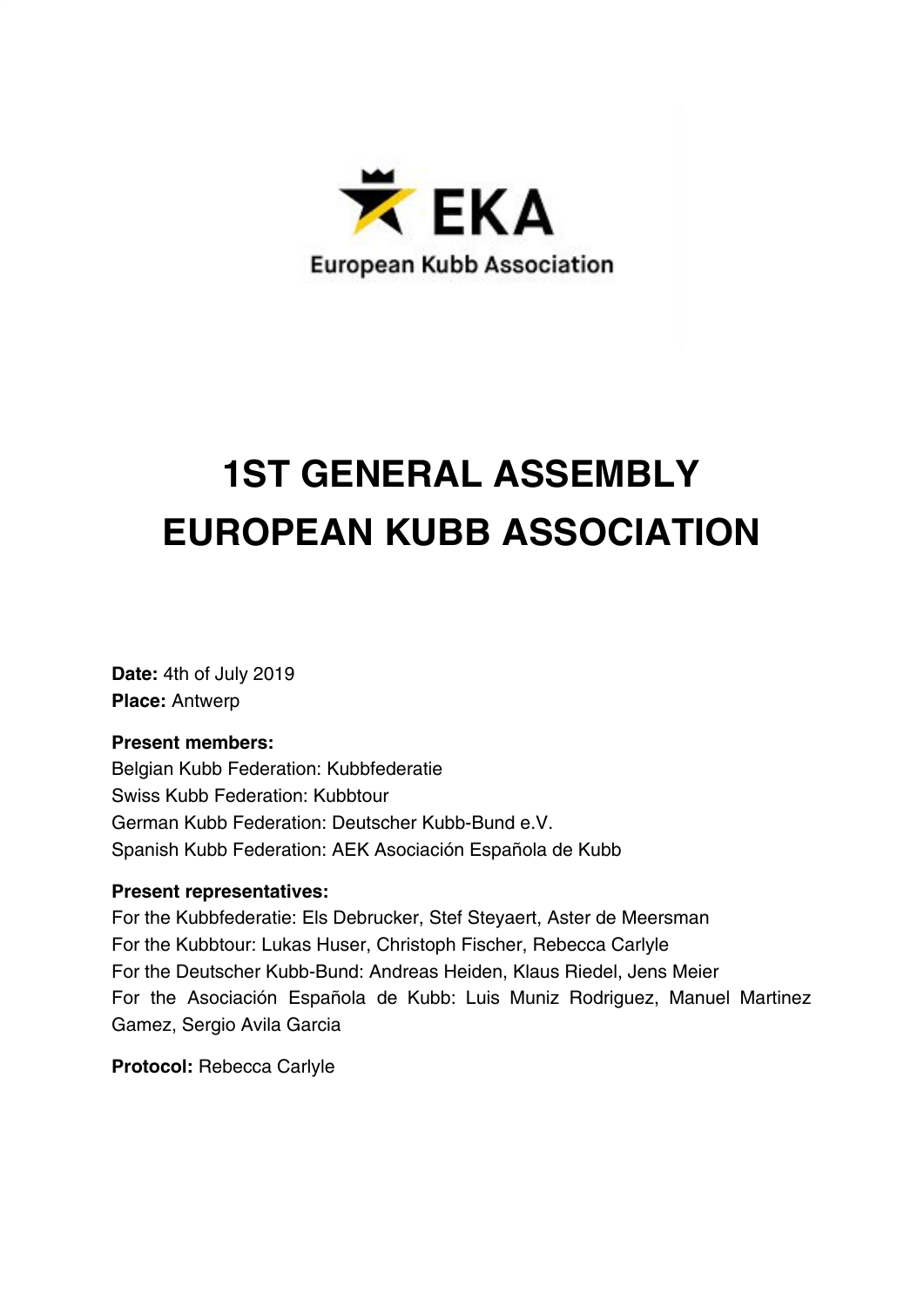EKA

European Kubb Association

# 1ST GENERAL ASSEMBLY EUROPEAN KUBB ASSOCIATION

**Date:** 4th of July 2019
**Place:** Antwerp

**Present members:**
Belgian Kubb Federation: Kubbfederatie
Swiss Kubb Federation: Kubbtour
German Kubb Federation: Deutscher Kubb-Bund e.V.
Spanish Kubb Federation: AEK Asociación Española de Kubb

**Present representatives:**
For the Kubbfederatie: Els Debrucker, Stef Steyaert, Aster de Meersman
For the Kubbtour: Lukas Huser, Christoph Fischer, Rebecca Carlyle
For the Deutscher Kubb-Bund: Andreas Heiden, Klaus Riedel, Jens Meier
For the Asociación Española de Kubb: Luis Muniz Rodriguez, Manuel Martinez Gamez, Sergio Avila Garcia

**Protocol:** Rebecca Carlyle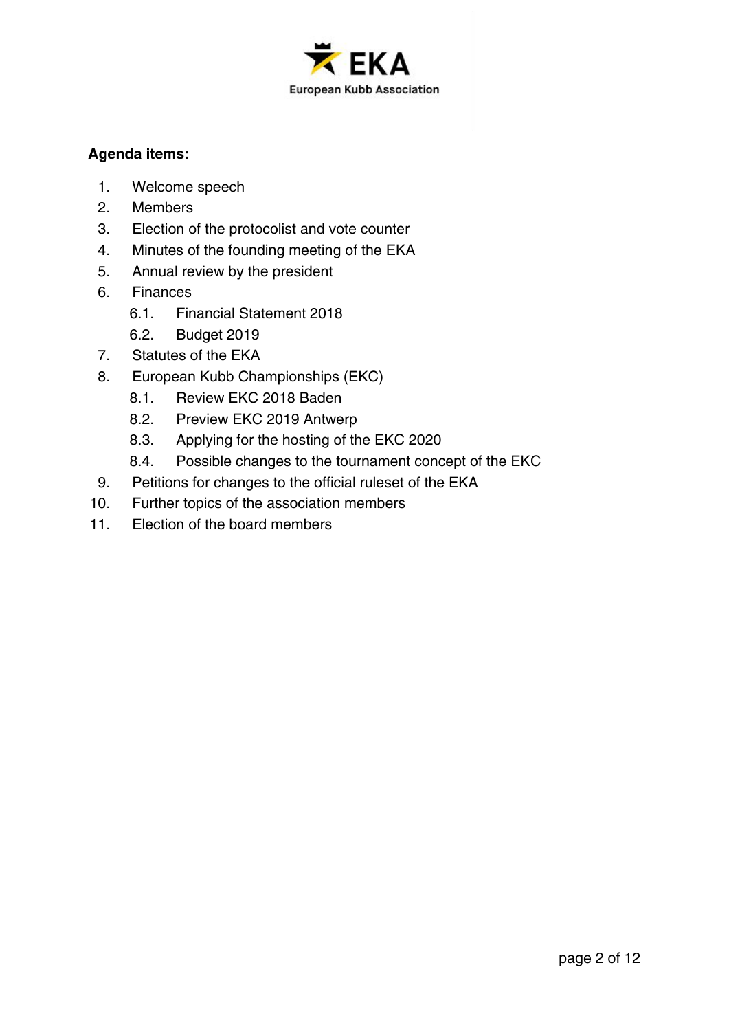**Agenda items:**

1. Welcome speech
2. Members
3. Election of the protocolist and vote counter
4. Minutes of the founding meeting of the EKA
5. Annual review by the president
6. Finances
   - 6.1. Financial Statement 2018
   - 6.2. Budget 2019
7. Statutes of the EKA
8. European Kubb Championships (EKC)
   - 8.1. Review EKC 2018 Baden
   - 8.2. Preview EKC 2019 Antwerp
   - 8.3. Applying for the hosting of the EKC 2020
   - 8.4. Possible changes to the tournament concept of the EKC
9. Petitions for changes to the official ruleset of the EKA
10. Further topics of the association members
11. Election of the board members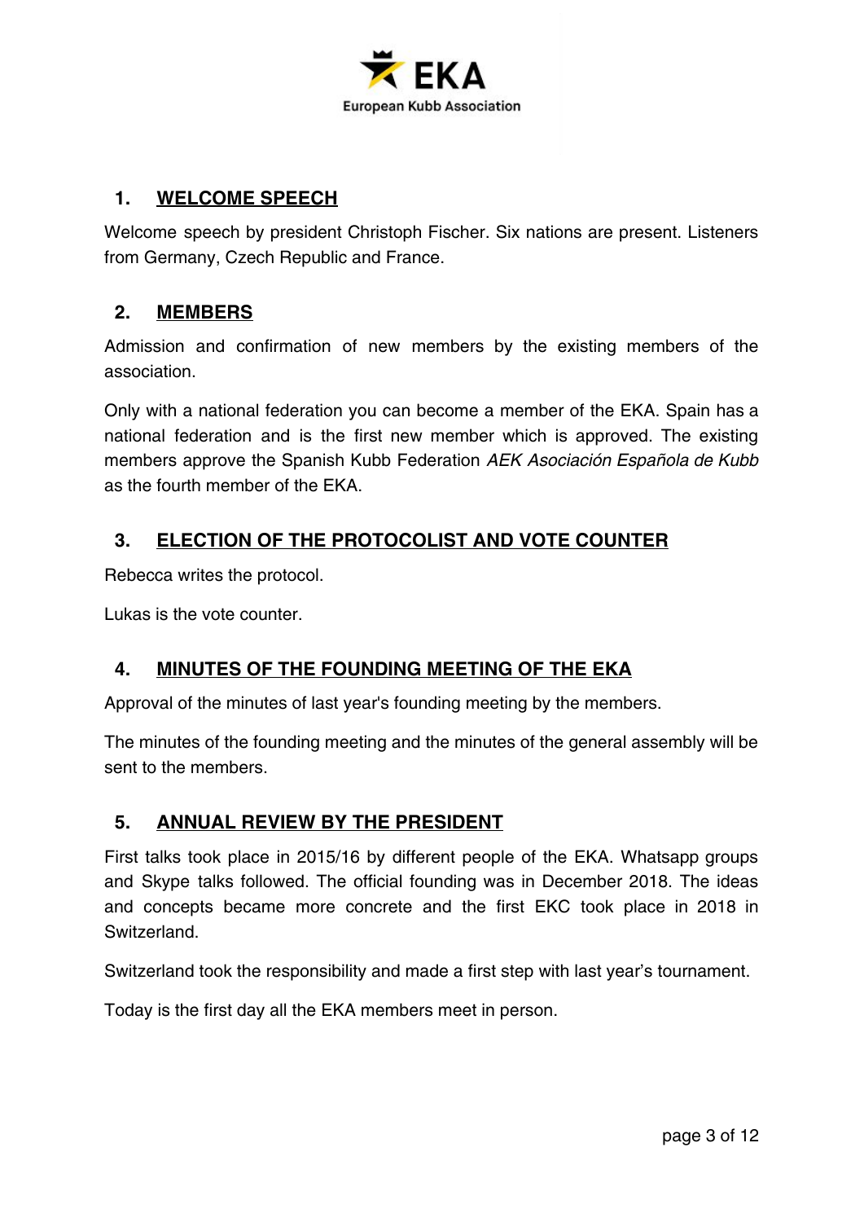## 1. WELCOME SPEECH

Welcome speech by president Christoph Fischer. Six nations are present. Listeners from Germany, Czech Republic and France.

## 2. MEMBERS

Admission and confirmation of new members by the existing members of the association.

Only with a national federation you can become a member of the EKA. Spain has a national federation and is the first new member which is approved. The existing members approve the Spanish Kubb Federation *AEK Asociación Española de Kubb* as the fourth member of the EKA.

## 3. ELECTION OF THE PROTOCOLIST AND VOTE COUNTER

Rebecca writes the protocol.

Lukas is the vote counter.

## 4. MINUTES OF THE FOUNDING MEETING OF THE EKA

Approval of the minutes of last year's founding meeting by the members.

The minutes of the founding meeting and the minutes of the general assembly will be sent to the members.

## 5. ANNUAL REVIEW BY THE PRESIDENT

First talks took place in 2015/16 by different people of the EKA. Whatsapp groups and Skype talks followed. The official founding was in December 2018. The ideas and concepts became more concrete and the first EKC took place in 2018 in Switzerland.

Switzerland took the responsibility and made a first step with last year's tournament.

Today is the first day all the EKA members meet in person.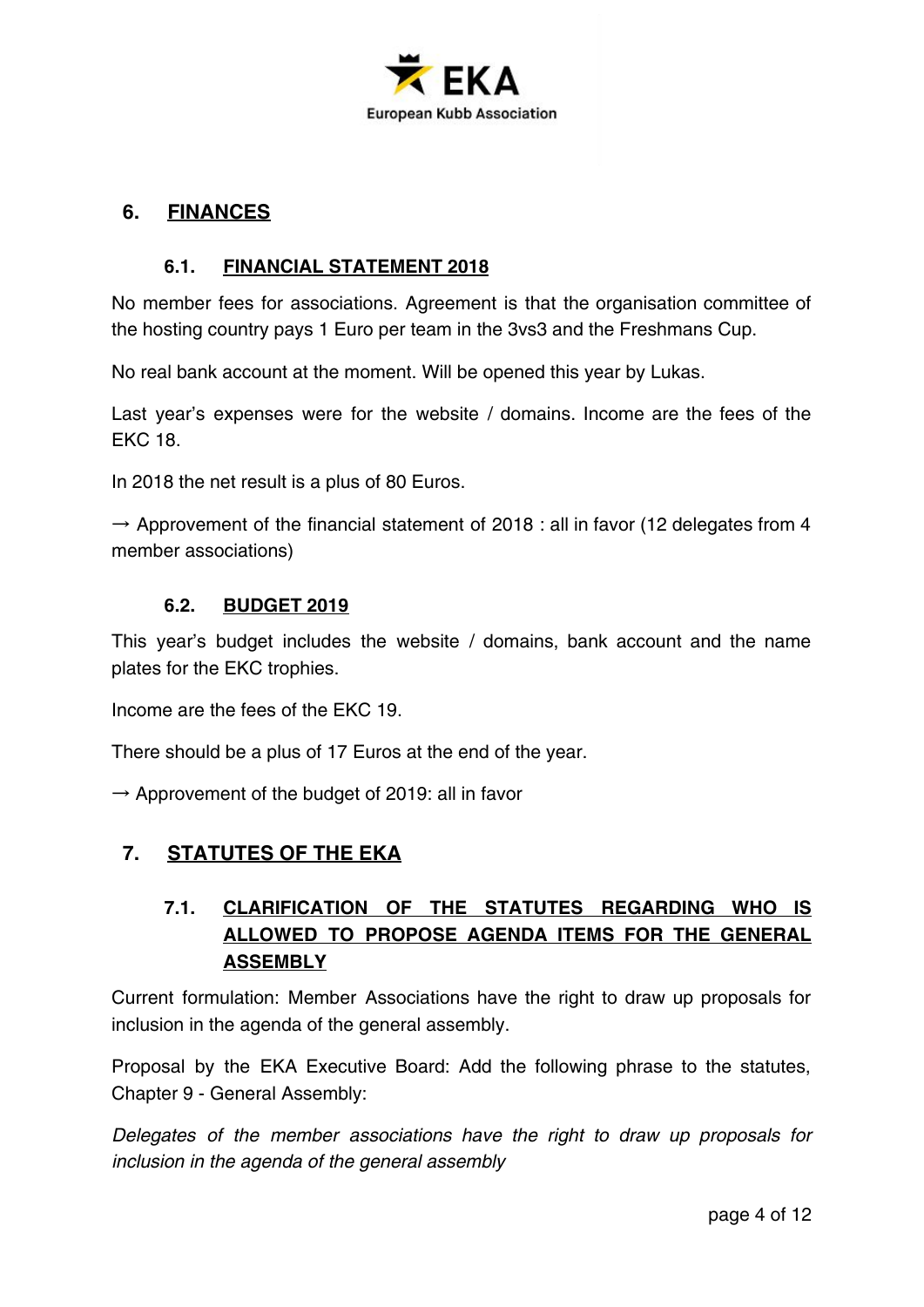## 6. FINANCES

### 6.1. FINANCIAL STATEMENT 2018

No member fees for associations. Agreement is that the organisation committee of the hosting country pays 1 Euro per team in the 3vs3 and the Freshmans Cup.

No real bank account at the moment. Will be opened this year by Lukas.

Last year's expenses were for the website / domains. Income are the fees of the EKC 18.

In 2018 the net result is a plus of 80 Euros.

→ Approvement of the financial statement of 2018 : all in favor (12 delegates from 4 member associations)

### 6.2. BUDGET 2019

This year's budget includes the website / domains, bank account and the name plates for the EKC trophies.

Income are the fees of the EKC 19.

There should be a plus of 17 Euros at the end of the year.

→ Approvement of the budget of 2019: all in favor

## 7. STATUTES OF THE EKA

### 7.1. CLARIFICATION OF THE STATUTES REGARDING WHO IS ALLOWED TO PROPOSE AGENDA ITEMS FOR THE GENERAL ASSEMBLY

Current formulation: Member Associations have the right to draw up proposals for inclusion in the agenda of the general assembly.

Proposal by the EKA Executive Board: Add the following phrase to the statutes, Chapter 9 - General Assembly:

*Delegates of the member associations have the right to draw up proposals for inclusion in the agenda of the general assembly*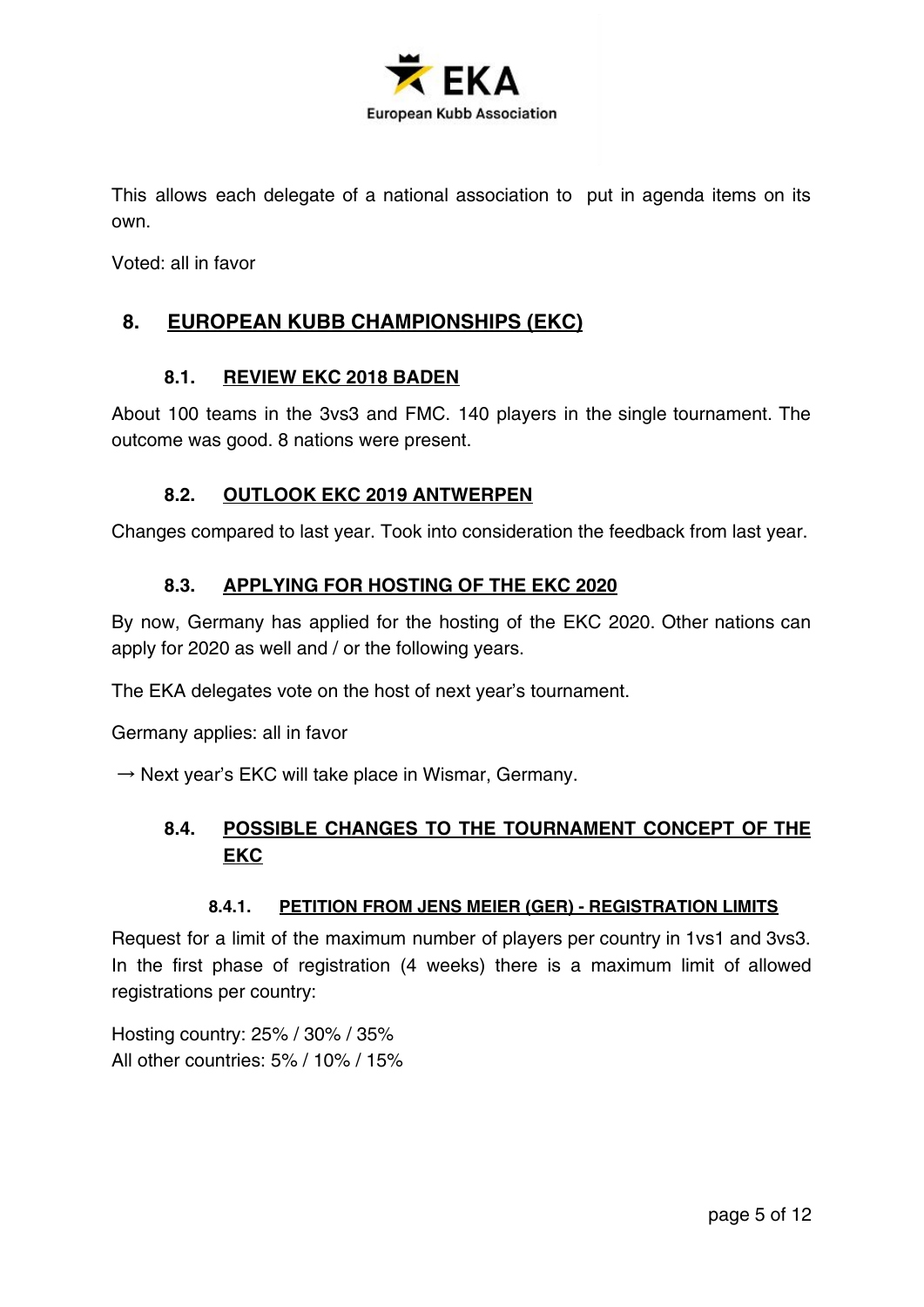This allows each delegate of a national association to put in agenda items on its own.

Voted: all in favor

## 8. EUROPEAN KUBB CHAMPIONSHIPS (EKC)

### 8.1. REVIEW EKC 2018 BADEN

About 100 teams in the 3vs3 and FMC. 140 players in the single tournament. The outcome was good. 8 nations were present.

### 8.2. OUTLOOK EKC 2019 ANTWERPEN

Changes compared to last year. Took into consideration the feedback from last year.

### 8.3. APPLYING FOR HOSTING OF THE EKC 2020

By now, Germany has applied for the hosting of the EKC 2020. Other nations can apply for 2020 as well and / or the following years.

The EKA delegates vote on the host of next year's tournament.

Germany applies: all in favor

→ Next year's EKC will take place in Wismar, Germany.

### 8.4. POSSIBLE CHANGES TO THE TOURNAMENT CONCEPT OF THE EKC

#### 8.4.1. PETITION FROM JENS MEIER (GER) - REGISTRATION LIMITS

Request for a limit of the maximum number of players per country in 1vs1 and 3vs3. In the first phase of registration (4 weeks) there is a maximum limit of allowed registrations per country:

Hosting country: 25% / 30% / 35%
All other countries: 5% / 10% / 15%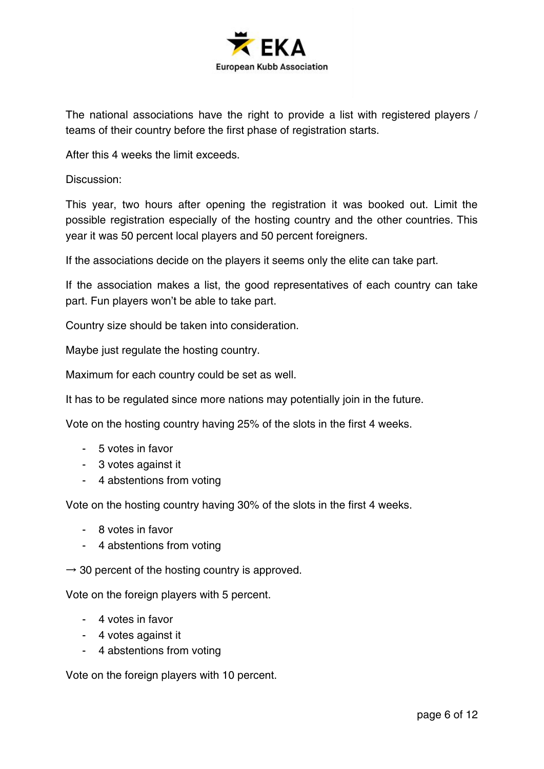The national associations have the right to provide a list with registered players / teams of their country before the first phase of registration starts.

After this 4 weeks the limit exceeds.

Discussion:

This year, two hours after opening the registration it was booked out. Limit the possible registration especially of the hosting country and the other countries. This year it was 50 percent local players and 50 percent foreigners.

If the associations decide on the players it seems only the elite can take part.

If the association makes a list, the good representatives of each country can take part. Fun players won't be able to take part.

Country size should be taken into consideration.

Maybe just regulate the hosting country.

Maximum for each country could be set as well.

It has to be regulated since more nations may potentially join in the future.

Vote on the hosting country having 25% of the slots in the first 4 weeks.

- 5 votes in favor
- 3 votes against it
- 4 abstentions from voting

Vote on the hosting country having 30% of the slots in the first 4 weeks.

- 8 votes in favor
- 4 abstentions from voting

→ 30 percent of the hosting country is approved.

Vote on the foreign players with 5 percent.

- 4 votes in favor
- 4 votes against it
- 4 abstentions from voting

Vote on the foreign players with 10 percent.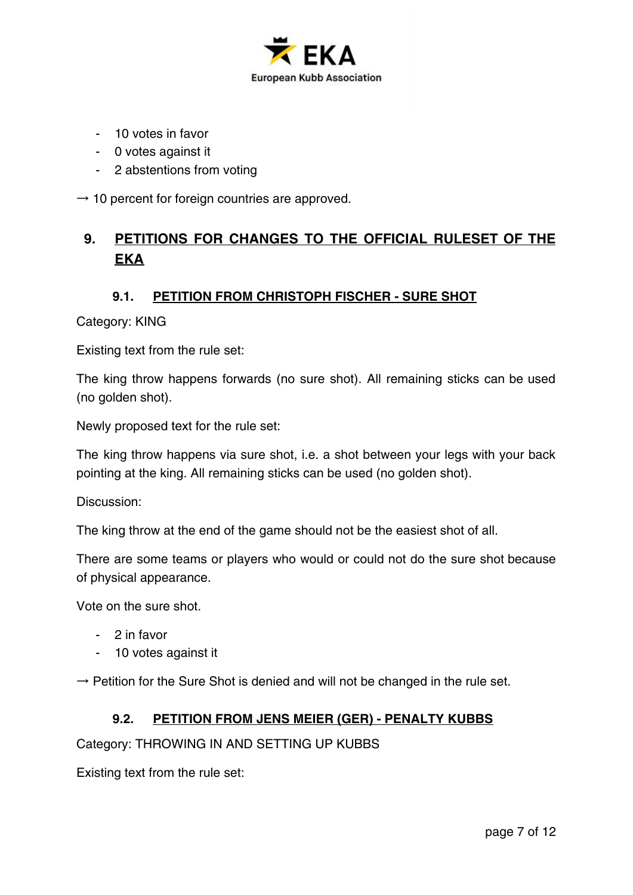- 10 votes in favor
- 0 votes against it
- 2 abstentions from voting

→ 10 percent for foreign countries are approved.

## 9. PETITIONS FOR CHANGES TO THE OFFICIAL RULESET OF THE EKA

### 9.1. PETITION FROM CHRISTOPH FISCHER - SURE SHOT

Category: KING

Existing text from the rule set:

The king throw happens forwards (no sure shot). All remaining sticks can be used (no golden shot).

Newly proposed text for the rule set:

The king throw happens via sure shot, i.e. a shot between your legs with your back pointing at the king. All remaining sticks can be used (no golden shot).

Discussion:

The king throw at the end of the game should not be the easiest shot of all.

There are some teams or players who would or could not do the sure shot because of physical appearance.

Vote on the sure shot.

- 2 in favor
- 10 votes against it

→ Petition for the Sure Shot is denied and will not be changed in the rule set.

### 9.2. PETITION FROM JENS MEIER (GER) - PENALTY KUBBS

Category: THROWING IN AND SETTING UP KUBBS

Existing text from the rule set: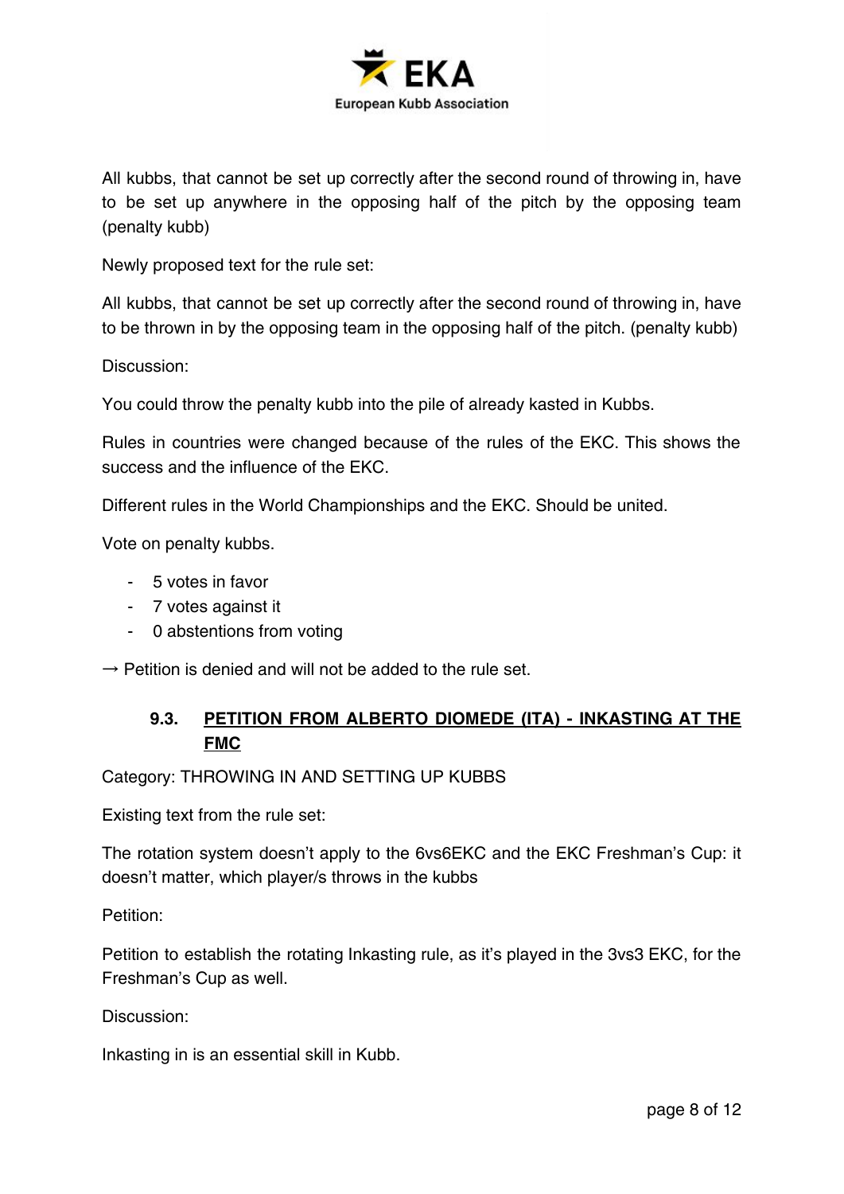All kubbs, that cannot be set up correctly after the second round of throwing in, have to be set up anywhere in the opposing half of the pitch by the opposing team (penalty kubb)

Newly proposed text for the rule set:

All kubbs, that cannot be set up correctly after the second round of throwing in, have to be thrown in by the opposing team in the opposing half of the pitch. (penalty kubb)

Discussion:

You could throw the penalty kubb into the pile of already kasted in Kubbs.

Rules in countries were changed because of the rules of the EKC. This shows the success and the influence of the EKC.

Different rules in the World Championships and the EKC. Should be united.

Vote on penalty kubbs.

- 5 votes in favor
- 7 votes against it
- 0 abstentions from voting

→ Petition is denied and will not be added to the rule set.

### 9.3. PETITION FROM ALBERTO DIOMEDE (ITA) - INKASTING AT THE FMC

Category: THROWING IN AND SETTING UP KUBBS

Existing text from the rule set:

The rotation system doesn't apply to the 6vs6EKC and the EKC Freshman's Cup: it doesn't matter, which player/s throws in the kubbs

Petition:

Petition to establish the rotating Inkasting rule, as it's played in the 3vs3 EKC, for the Freshman's Cup as well.

Discussion:

Inkasting in is an essential skill in Kubb.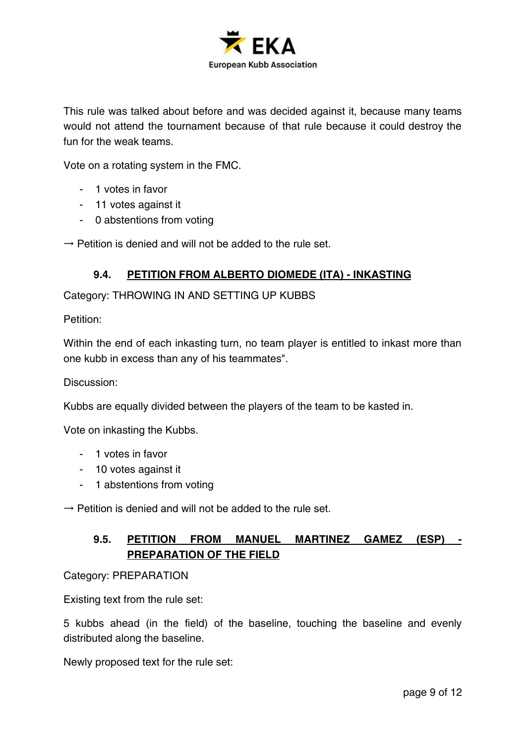This rule was talked about before and was decided against it, because many teams would not attend the tournament because of that rule because it could destroy the fun for the weak teams.

Vote on a rotating system in the FMC.

- 1 votes in favor
- 11 votes against it
- 0 abstentions from voting

→ Petition is denied and will not be added to the rule set.

### 9.4. PETITION FROM ALBERTO DIOMEDE (ITA) - INKASTING

Category: THROWING IN AND SETTING UP KUBBS

Petition:

Within the end of each inkasting turn, no team player is entitled to inkast more than one kubb in excess than any of his teammates".

Discussion:

Kubbs are equally divided between the players of the team to be kasted in.

Vote on inkasting the Kubbs.

- 1 votes in favor
- 10 votes against it
- 1 abstentions from voting

→ Petition is denied and will not be added to the rule set.

### 9.5. PETITION FROM MANUEL MARTINEZ GAMEZ (ESP) - PREPARATION OF THE FIELD

Category: PREPARATION

Existing text from the rule set:

5 kubbs ahead (in the field) of the baseline, touching the baseline and evenly distributed along the baseline.

Newly proposed text for the rule set: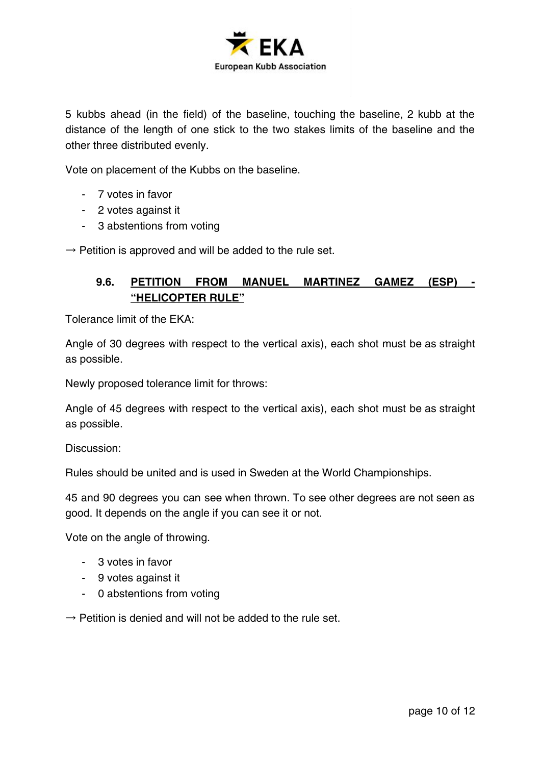5 kubbs ahead (in the field) of the baseline, touching the baseline, 2 kubb at the distance of the length of one stick to the two stakes limits of the baseline and the other three distributed evenly.

Vote on placement of the Kubbs on the baseline.

- 7 votes in favor
- 2 votes against it
- 3 abstentions from voting

→ Petition is approved and will be added to the rule set.

### 9.6. PETITION FROM MANUEL MARTINEZ GAMEZ (ESP) - "HELICOPTER RULE"

Tolerance limit of the EKA:

Angle of 30 degrees with respect to the vertical axis), each shot must be as straight as possible.

Newly proposed tolerance limit for throws:

Angle of 45 degrees with respect to the vertical axis), each shot must be as straight as possible.

Discussion:

Rules should be united and is used in Sweden at the World Championships.

45 and 90 degrees you can see when thrown. To see other degrees are not seen as good. It depends on the angle if you can see it or not.

Vote on the angle of throwing.

- 3 votes in favor
- 9 votes against it
- 0 abstentions from voting

→ Petition is denied and will not be added to the rule set.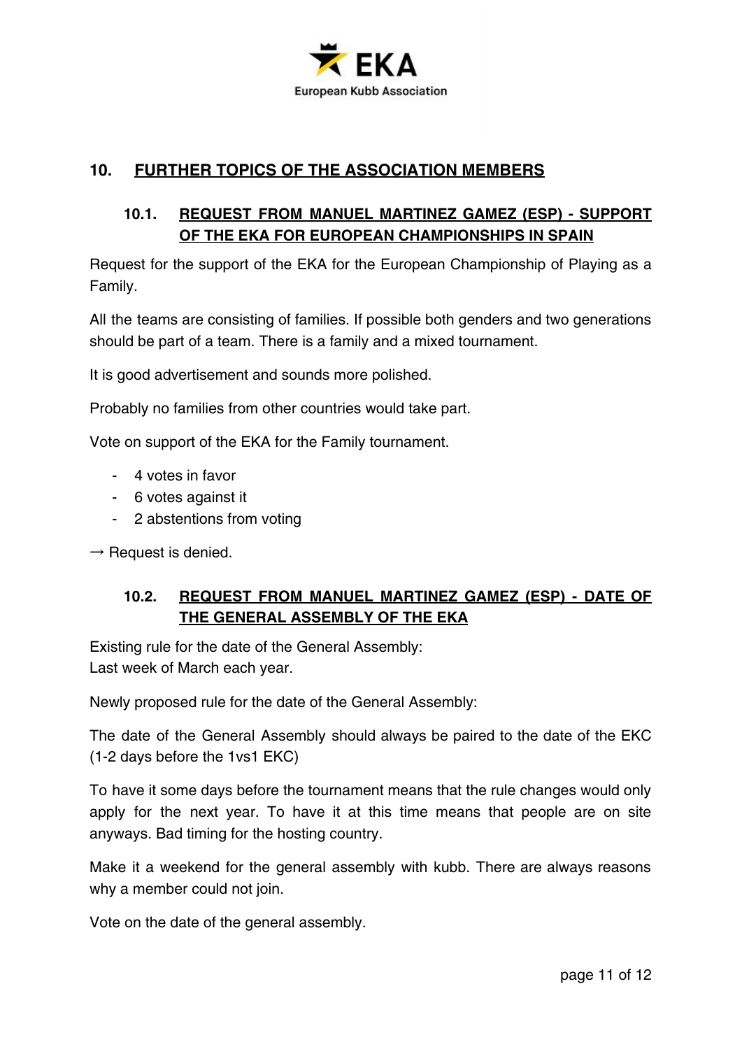## 10. FURTHER TOPICS OF THE ASSOCIATION MEMBERS

### 10.1. REQUEST FROM MANUEL MARTINEZ GAMEZ (ESP) - SUPPORT OF THE EKA FOR EUROPEAN CHAMPIONSHIPS IN SPAIN

Request for the support of the EKA for the European Championship of Playing as a Family.

All the teams are consisting of families. If possible both genders and two generations should be part of a team. There is a family and a mixed tournament.

It is good advertisement and sounds more polished.

Probably no families from other countries would take part.

Vote on support of the EKA for the Family tournament.

- 4 votes in favor
- 6 votes against it
- 2 abstentions from voting

→ Request is denied.

### 10.2. REQUEST FROM MANUEL MARTINEZ GAMEZ (ESP) - DATE OF THE GENERAL ASSEMBLY OF THE EKA

Existing rule for the date of the General Assembly:
Last week of March each year.

Newly proposed rule for the date of the General Assembly:

The date of the General Assembly should always be paired to the date of the EKC (1-2 days before the 1vs1 EKC)

To have it some days before the tournament means that the rule changes would only apply for the next year. To have it at this time means that people are on site anyways. Bad timing for the hosting country.

Make it a weekend for the general assembly with kubb. There are always reasons why a member could not join.

Vote on the date of the general assembly.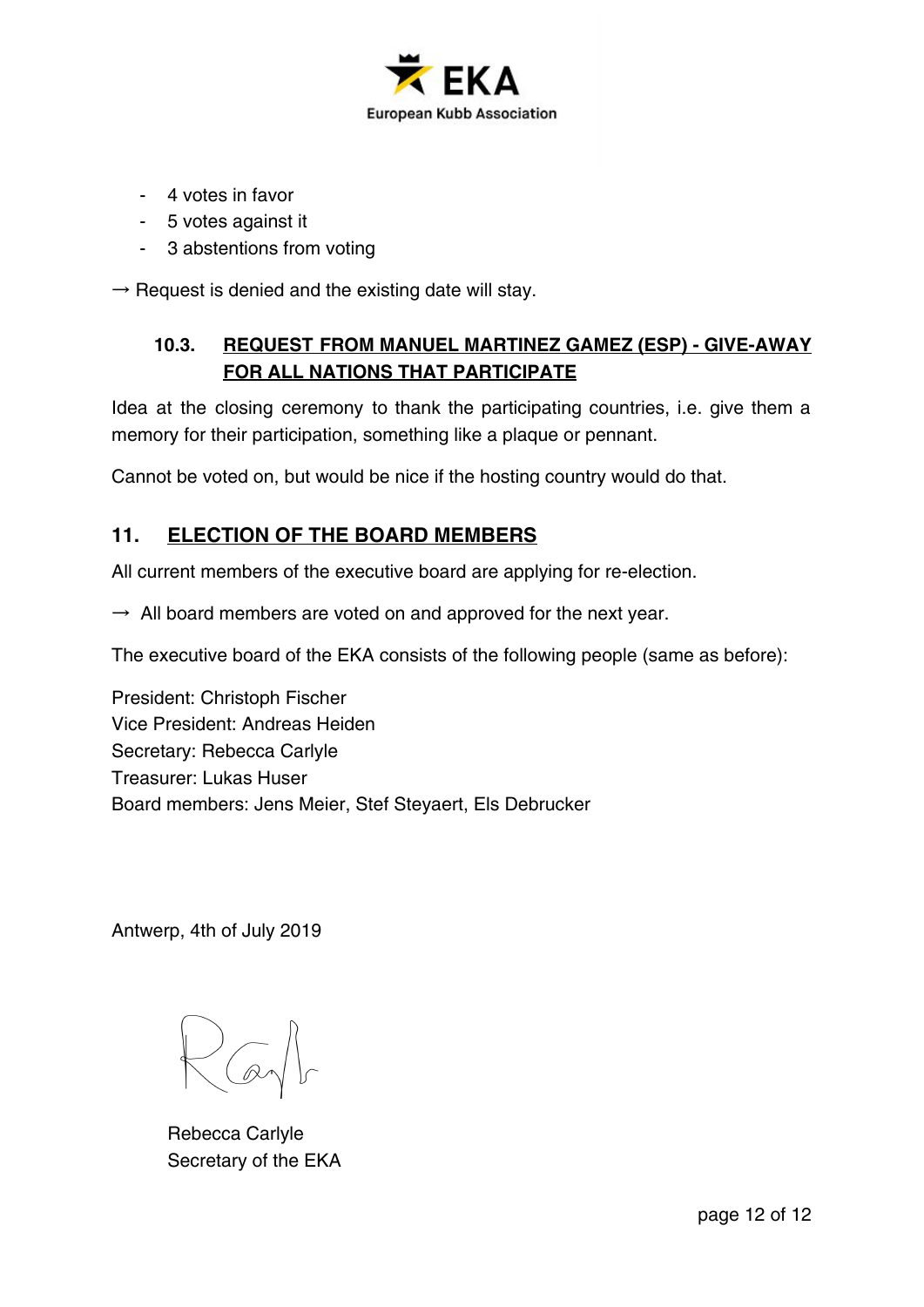- 4 votes in favor
- 5 votes against it
- 3 abstentions from voting

→ Request is denied and the existing date will stay.

### 10.3. REQUEST FROM MANUEL MARTINEZ GAMEZ (ESP) - GIVE-AWAY FOR ALL NATIONS THAT PARTICIPATE

Idea at the closing ceremony to thank the participating countries, i.e. give them a memory for their participation, something like a plaque or pennant.

Cannot be voted on, but would be nice if the hosting country would do that.

## 11. ELECTION OF THE BOARD MEMBERS

All current members of the executive board are applying for re-election.

→ All board members are voted on and approved for the next year.

The executive board of the EKA consists of the following people (same as before):

President: Christoph Fischer
Vice President: Andreas Heiden
Secretary: Rebecca Carlyle
Treasurer: Lukas Huser
Board members: Jens Meier, Stef Steyaert, Els Debrucker

Antwerp, 4th of July 2019

Rebecca Carlyle
Secretary of the EKA